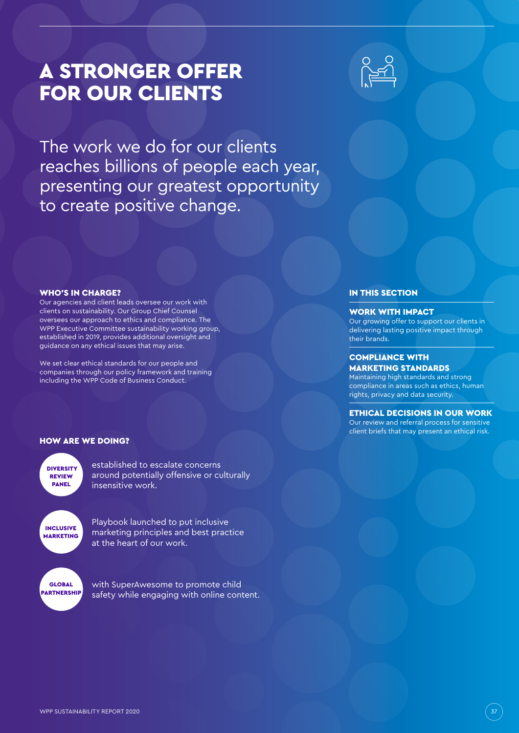# A STRONGER OFFER FOR OUR CLIENTS

The work we do for our clients reaches billions of people each year, presenting our greatest opportunity to create positive change.

### WHO'S IN CHARGE?

Our agencies and client leads oversee our work with clients on sustainability. Our Group Chief Counsel oversees our approach to ethics and compliance. The WPP Executive Committee sustainability working group, established in 2019, provides additional oversight and guidance on any ethical issues that may arise.

We set clear ethical standards for our people and companies through our policy framework and training including the WPP Code of Business Conduct.

### HOW ARE WE DOING?

**DIVERSITY REVIEW PANEL** established to escalate concerns around potentially offensive or culturally insensitive work.

**INCLUSIVE MARKETING** Playbook launched to put inclusive marketing principles and best practice at the heart of our work.

**GLOBAL PARTNERSHIP** with SuperAwesome to promote child safety while engaging with online content.

### IN THIS SECTION

**WORK WITH IMPACT**
Our growing offer to support our clients in delivering lasting positive impact through their brands.

**COMPLIANCE WITH MARKETING STANDARDS**
Maintaining high standards and strong compliance in areas such as ethics, human rights, privacy and data security.

**ETHICAL DECISIONS IN OUR WORK**
Our review and referral process for sensitive client briefs that may present an ethical risk.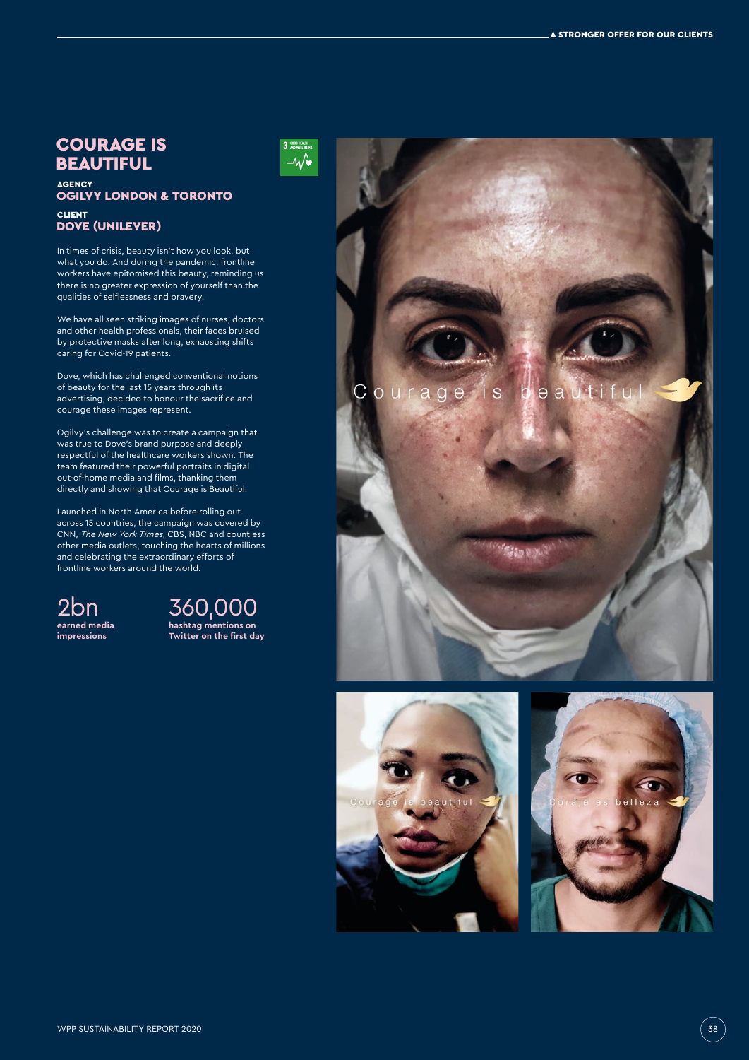# COURAGE IS BEAUTIFUL

**AGENCY**
**OGILVY LONDON & TORONTO**

**CLIENT**
**DOVE (UNILEVER)**

In times of crisis, beauty isn't how you look, but what you do. And during the pandemic, frontline workers have epitomised this beauty, reminding us there is no greater expression of yourself than the qualities of selflessness and bravery.

We have all seen striking images of nurses, doctors and other health professionals, their faces bruised by protective masks after long, exhausting shifts caring for Covid-19 patients.

Dove, which has challenged conventional notions of beauty for the last 15 years through its advertising, decided to honour the sacrifice and courage these images represent.

Ogilvy's challenge was to create a campaign that was true to Dove's brand purpose and deeply respectful of the healthcare workers shown. The team featured their powerful portraits in digital out-of-home media and films, thanking them directly and showing that Courage is Beautiful.

Launched in North America before rolling out across 15 countries, the campaign was covered by CNN, *The New York Times*, CBS, NBC and countless other media outlets, touching the hearts of millions and celebrating the extraordinary efforts of frontline workers around the world.

**2bn**
**earned media impressions**

**360,000**
**hashtag mentions on Twitter on the first day**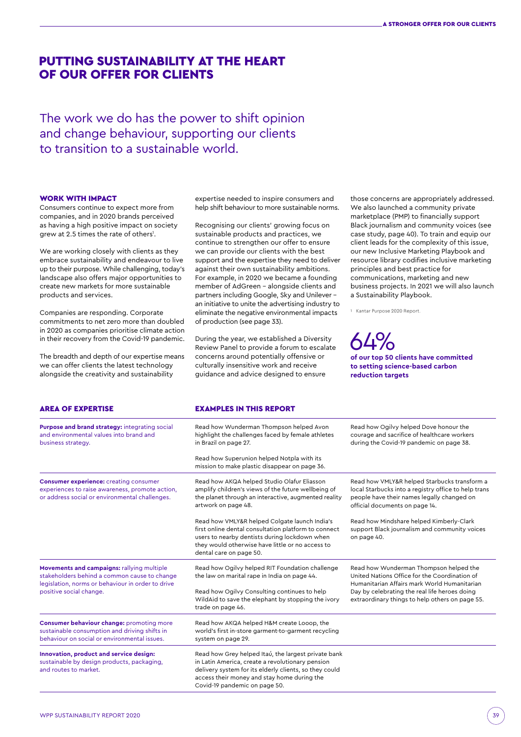# PUTTING SUSTAINABILITY AT THE HEART OF OUR OFFER FOR CLIENTS

The work we do has the power to shift opinion and change behaviour, supporting our clients to transition to a sustainable world.

### WORK WITH IMPACT

Consumers continue to expect more from companies, and in 2020 brands perceived as having a high positive impact on society grew at 2.5 times the rate of others[1].

We are working closely with clients as they embrace sustainability and endeavour to live up to their purpose. While challenging, today's landscape also offers major opportunities to create new markets for more sustainable products and services.

Companies are responding. Corporate commitments to net zero more than doubled in 2020 as companies prioritise climate action in their recovery from the Covid-19 pandemic.

The breadth and depth of our expertise means we can offer clients the latest technology alongside the creativity and sustainability expertise needed to inspire consumers and help shift behaviour to more sustainable norms.

Recognising our clients' growing focus on sustainable products and practices, we continue to strengthen our offer to ensure we can provide our clients with the best support and the expertise they need to deliver against their own sustainability ambitions. For example, in 2020 we became a founding member of AdGreen – alongside clients and partners including Google, Sky and Unilever – an initiative to unite the advertising industry to eliminate the negative environmental impacts of production (see page 33).

During the year, we established a Diversity Review Panel to provide a forum to escalate concerns around potentially offensive or culturally insensitive work and receive guidance and advice designed to ensure those concerns are appropriately addressed. We also launched a community private marketplace (PMP) to financially support Black journalism and community voices (see case study, page 40). To train and equip our client leads for the complexity of this issue, our new Inclusive Marketing Playbook and resource library codifies inclusive marketing principles and best practice for communications, marketing and new business projects. In 2021 we will also launch a Sustainability Playbook.

[1] Kantar Purpose 2020 Report.

**64%**
**of our top 50 clients have committed to setting science-based carbon reduction targets**

| AREA OF EXPERTISE | EXAMPLES IN THIS REPORT | |
|---|---|---|
| **Purpose and brand strategy:** integrating social and environmental values into brand and business strategy. | Read how Wunderman Thompson helped Avon highlight the challenges faced by female athletes in Brazil on page 27.<br><br>Read how Superunion helped Notpla with its mission to make plastic disappear on page 36. | Read how Ogilvy helped Dove honour the courage and sacrifice of healthcare workers during the Covid-19 pandemic on page 38. |
| **Consumer experience:** creating consumer experiences to raise awareness, promote action, or address social or environmental challenges. | Read how AKQA helped Studio Olafur Eliasson amplify children's views of the future wellbeing of the planet through an interactive, augmented reality artwork on page 48.<br><br>Read how VMLY&R helped Colgate launch India's first online dental consultation platform to connect users to nearby dentists during lockdown when they would otherwise have little or no access to dental care on page 50. | Read how VMLY&R helped Starbucks transform a local Starbucks into a registry office to help trans people have their names legally changed on official documents on page 14.<br><br>Read how Mindshare helped Kimberly-Clark support Black journalism and community voices on page 40. |
| **Movements and campaigns:** rallying multiple stakeholders behind a common cause to change legislation, norms or behaviour in order to drive positive social change. | Read how Ogilvy helped RIT Foundation challenge the law on marital rape in India on page 44.<br><br>Read how Ogilvy Consulting continues to help WildAid to save the elephant by stopping the ivory trade on page 46. | Read how Wunderman Thompson helped the United Nations Office for the Coordination of Humanitarian Affairs mark World Humanitarian Day by celebrating the real life heroes doing extraordinary things to help others on page 55. |
| **Consumer behaviour change:** promoting more sustainable consumption and driving shifts in behaviour on social or environmental issues. | Read how AKQA helped H&M create Looop, the world's first in-store garment-to-garment recycling system on page 29. | |
| **Innovation, product and service design:** sustainable by design products, packaging, and routes to market. | Read how Grey helped Itaú, the largest private bank in Latin America, create a revolutionary pension delivery system for its elderly clients, so they could access their money and stay home during the Covid-19 pandemic on page 50. | |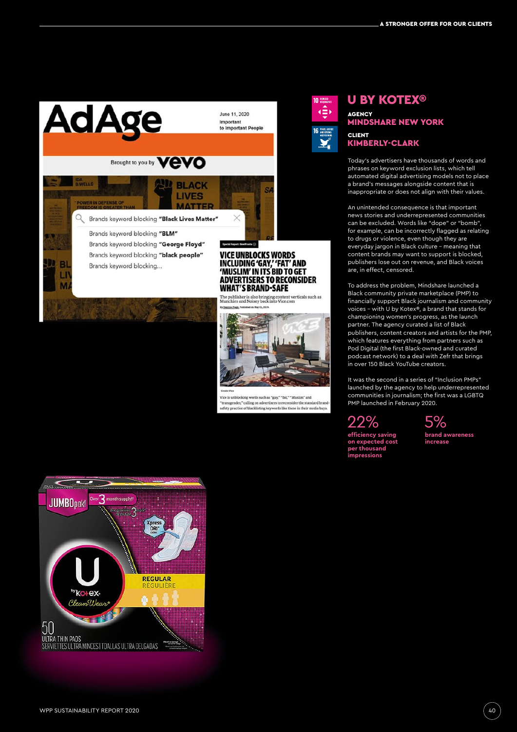## U BY KOTEX®

**AGENCY**
**MINDSHARE NEW YORK**

**CLIENT**
**KIMBERLY-CLARK**

Today's advertisers have thousands of words and phrases on keyword exclusion lists, which tell automated digital advertising models not to place a brand's messages alongside content that is inappropriate or does not align with their values.

An unintended consequence is that important news stories and underrepresented communities can be excluded. Words like "dope" or "bomb", for example, can be incorrectly flagged as relating to drugs or violence, even though they are everyday jargon in Black culture – meaning that content brands may want to support is blocked, publishers lose out on revenue, and Black voices are, in effect, censored.

To address the problem, Mindshare launched a Black community private marketplace (PMP) to financially support Black journalism and community voices – with U by Kotex®, a brand that stands for championing women's progress, as the launch partner. The agency curated a list of Black publishers, content creators and artists for the PMP, which features everything from partners such as Pod Digital (the first Black-owned and curated podcast network) to a deal with Zefr that brings in over 150 Black YouTube creators.

It was the second in a series of "Inclusion PMPs" launched by the agency to help underrepresented communities in journalism; the first was a LGBTQ PMP launched in February 2020.

**22%**
**efficiency saving on expected cost per thousand impressions**

**5%**
**brand awareness increase**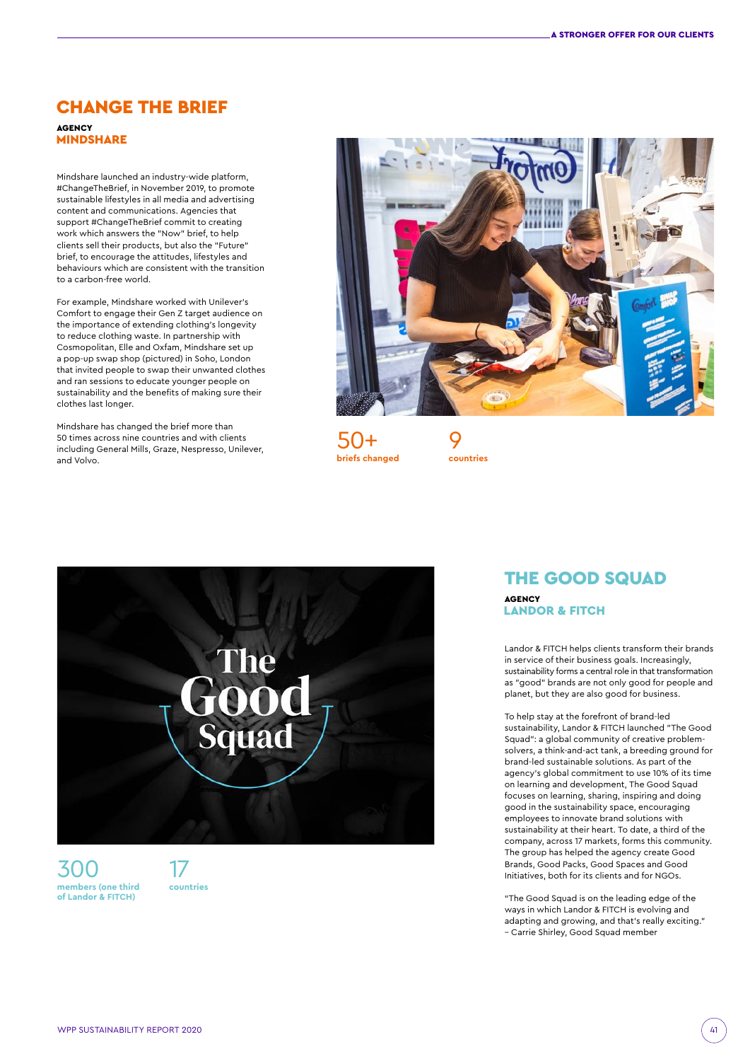## CHANGE THE BRIEF

**AGENCY**
**MINDSHARE**

Mindshare launched an industry-wide platform, #ChangeTheBrief, in November 2019, to promote sustainable lifestyles in all media and advertising content and communications. Agencies that support #ChangeTheBrief commit to creating work which answers the "Now" brief, to help clients sell their products, but also the "Future" brief, to encourage the attitudes, lifestyles and behaviours which are consistent with the transition to a carbon-free world.

For example, Mindshare worked with Unilever's Comfort to engage their Gen Z target audience on the importance of extending clothing's longevity to reduce clothing waste. In partnership with Cosmopolitan, Elle and Oxfam, Mindshare set up a pop-up swap shop (pictured) in Soho, London that invited people to swap their unwanted clothes and ran sessions to educate younger people on sustainability and the benefits of making sure their clothes last longer.

Mindshare has changed the brief more than 50 times across nine countries and with clients including General Mills, Graze, Nespresso, Unilever, and Volvo.

**50+**
briefs changed

**9**
countries

## THE GOOD SQUAD

**AGENCY**
**LANDOR & FITCH**

Landor & FITCH helps clients transform their brands in service of their business goals. Increasingly, sustainability forms a central role in that transformation as "good" brands are not only good for people and planet, but they are also good for business.

To help stay at the forefront of brand-led sustainability, Landor & FITCH launched "The Good Squad": a global community of creative problem-solvers, a think-and-act tank, a breeding ground for brand-led sustainable solutions. As part of the agency's global commitment to use 10% of its time on learning and development, The Good Squad focuses on learning, sharing, inspiring and doing good in the sustainability space, encouraging employees to innovate brand solutions with sustainability at their heart. To date, a third of the company, across 17 markets, forms this community. The group has helped the agency create Good Brands, Good Packs, Good Spaces and Good Initiatives, both for its clients and for NGOs.

"The Good Squad is on the leading edge of the ways in which Landor & FITCH is evolving and adapting and growing, and that's really exciting." – Carrie Shirley, Good Squad member

**300**
members (one third of Landor & FITCH)

**17**
countries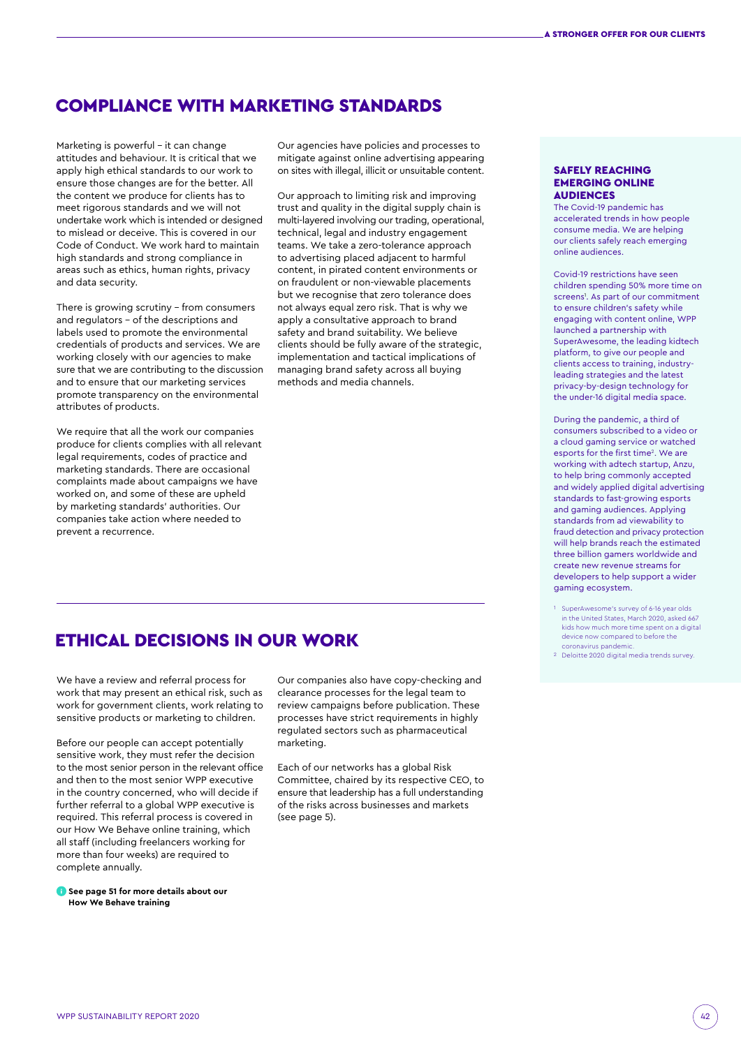## COMPLIANCE WITH MARKETING STANDARDS

Marketing is powerful – it can change attitudes and behaviour. It is critical that we apply high ethical standards to our work to ensure those changes are for the better. All the content we produce for clients has to meet rigorous standards and we will not undertake work which is intended or designed to mislead or deceive. This is covered in our Code of Conduct. We work hard to maintain high standards and strong compliance in areas such as ethics, human rights, privacy and data security.

There is growing scrutiny – from consumers and regulators – of the descriptions and labels used to promote the environmental credentials of products and services. We are working closely with our agencies to make sure that we are contributing to the discussion and to ensure that our marketing services promote transparency on the environmental attributes of products.

We require that all the work our companies produce for clients complies with all relevant legal requirements, codes of practice and marketing standards. There are occasional complaints made about campaigns we have worked on, and some of these are upheld by marketing standards' authorities. Our companies take action where needed to prevent a recurrence.

Our agencies have policies and processes to mitigate against online advertising appearing on sites with illegal, illicit or unsuitable content.

Our approach to limiting risk and improving trust and quality in the digital supply chain is multi-layered involving our trading, operational, technical, legal and industry engagement teams. We take a zero-tolerance approach to advertising placed adjacent to harmful content, in pirated content environments or on fraudulent or non-viewable placements but we recognise that zero tolerance does not always equal zero risk. That is why we apply a consultative approach to brand safety and brand suitability. We believe clients should be fully aware of the strategic, implementation and tactical implications of managing brand safety across all buying methods and media channels.

### SAFELY REACHING EMERGING ONLINE AUDIENCES

The Covid-19 pandemic has accelerated trends in how people consume media. We are helping our clients safely reach emerging online audiences.

Covid-19 restrictions have seen children spending 50% more time on screens[1]. As part of our commitment to ensure children's safety while engaging with content online, WPP launched a partnership with SuperAwesome, the leading kidtech platform, to give our people and clients access to training, industry-leading strategies and the latest privacy-by-design technology for the under-16 digital media space.

During the pandemic, a third of consumers subscribed to a video or a cloud gaming service or watched esports for the first time[2]. We are working with adtech startup, Anzu, to help bring commonly accepted and widely applied digital advertising standards to fast-growing esports and gaming audiences. Applying standards from ad viewability to fraud detection and privacy protection will help brands reach the estimated three billion gamers worldwide and create new revenue streams for developers to help support a wider gaming ecosystem.

[1] SuperAwesome's survey of 6-16 year olds in the United States, March 2020, asked 667 kids how much more time spent on a digital device now compared to before the coronavirus pandemic.

[2] Deloitte 2020 digital media trends survey.

## ETHICAL DECISIONS IN OUR WORK

We have a review and referral process for work that may present an ethical risk, such as work for government clients, work relating to sensitive products or marketing to children.

Before our people can accept potentially sensitive work, they must refer the decision to the most senior person in the relevant office and then to the most senior WPP executive in the country concerned, who will decide if further referral to a global WPP executive is required. This referral process is covered in our How We Behave online training, which all staff (including freelancers working for more than four weeks) are required to complete annually.

**See page 51 for more details about our How We Behave training**

Our companies also have copy-checking and clearance processes for the legal team to review campaigns before publication. These processes have strict requirements in highly regulated sectors such as pharmaceutical marketing.

Each of our networks has a global Risk Committee, chaired by its respective CEO, to ensure that leadership has a full understanding of the risks across businesses and markets (see page 5).